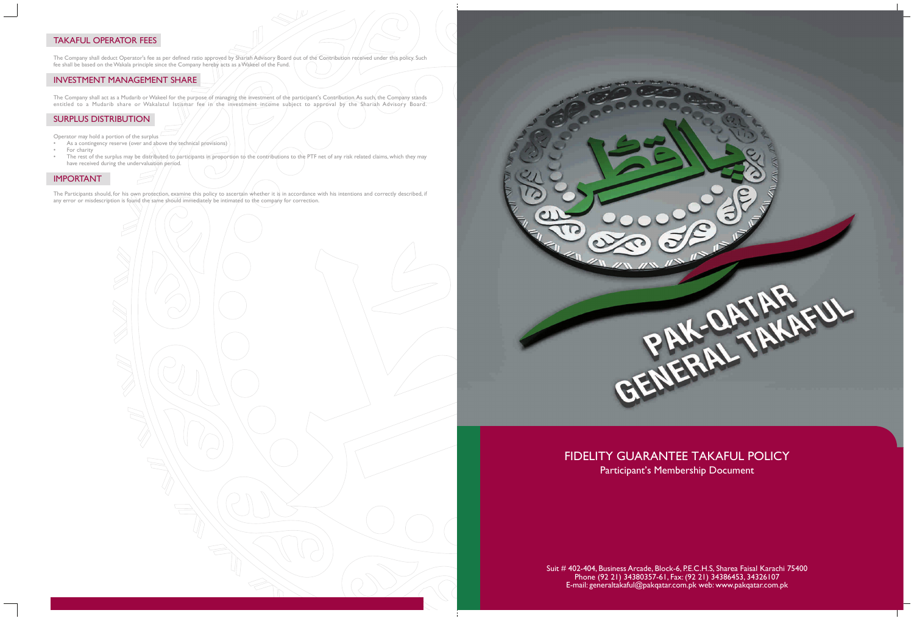## TAKAFUL OPERATOR FEES

The Company shall deduct Operator's fee as per defined ratio approved by Shariah Advisory Board out of the Contribution received under this policy. Such fee shall be based on the Wakala principle since the Company hereby acts as a Wakeel of the Fund.

## INVESTMENT MANAGEMENT SHARE

The Company shall act as a Mudarib or Wakeel for the purpose of managing the investment of the participant's Contribution. As such, the Company stands entitled to a Mudarib share or Wakalatul Istismar fee in the investment income subject to approval by the Shariah Advisory Board.

## SURPLUS DISTRIBUTION

Operator may hold a portion of the surplus

- As a contingency reserve (over and above the technical provisions)
- For charity
- The rest of the surplus may be distributed to participants in proportion to the contributions to the PTF net of any risk related claims, which they may have received during the undervaluation period.

## IMPORTANT

The Participants should, for his own protection, examine this policy to ascertain whether it is in accordance with his intentions and correctly described, if any error or misdescription is found the same should immediately be intimated to the company for correction.

يا لقطر

PAK-QATAR GENERAL TAKAFUL

# FIDELITY GUARANTEE TAKAFUL POLICY

Participant's Membership Document

Suit # 402-404, Business Arcade, Block-6, P.E.C.H.S, Sharea Faisal Karachi 75400
Phone (92 21) 34380357-61, Fax: (92 21) 34386453, 34326107
E-mail: generaltakaful@pakqatar.com.pk web: www.pakqatar.com.pk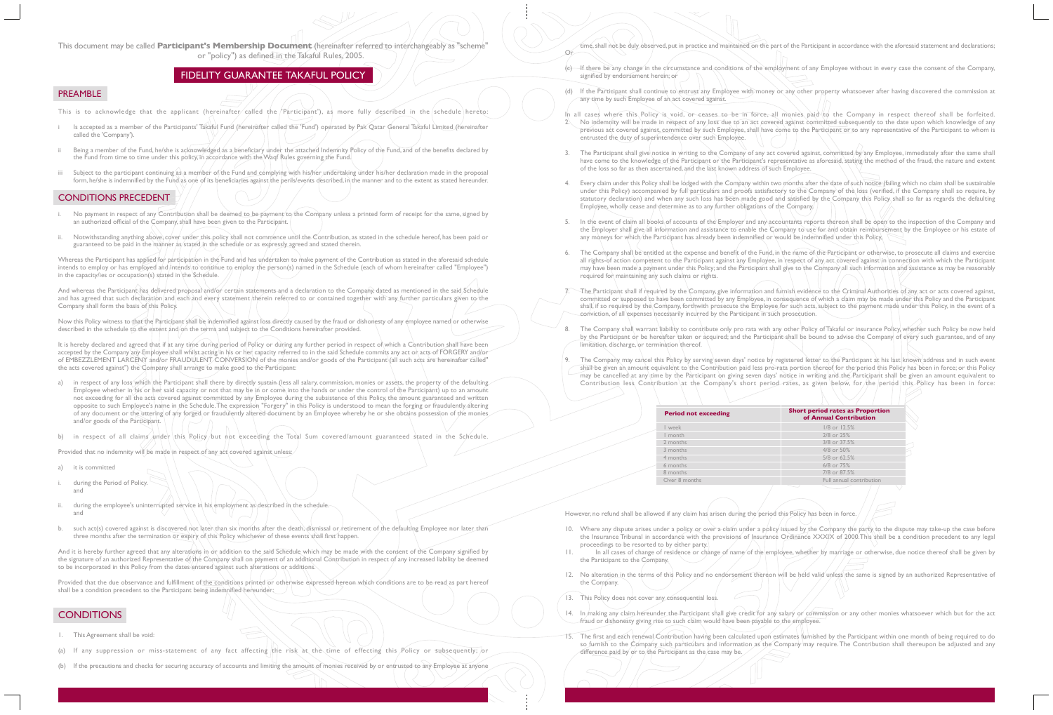This document may be called **Participant's Membership Document** (hereinafter referred to interchangeably as "scheme" or "policy") as defined in the Takaful Rules, 2005.

# FIDELITY GUARANTEE TAKAFUL POLICY

## PREAMBLE

This is to acknowledge that the applicant (hereinafter called the 'Participant'), as more fully described in the schedule hereto:

- i Is accepted as a member of the Participants' Takaful Fund (hereinafter called the 'Fund') operated by Pak Qatar General Takaful Limited (hereinafter called the 'Company').
- ii Being a member of the Fund, he/she is acknowledged as a beneficiary under the attached Indemnity Policy of the Fund, and of the benefits declared by the Fund from time to time under this policy, in accordance with the Waqf Rules governing the Fund.
- iii Subject to the participant continuing as a member of the Fund and complying with his/her undertaking under his/her declaration made in the proposal form, he/she is indemnified by the Fund as one of its beneficiaries against the perils/events described in, in the manner and to the extent as stated hereunder.

## CONDITIONS PRECEDENT

- i. No payment in respect of any Contribution shall be deemed to be payment to the Company unless a printed form of receipt for the same, signed by an authorized official of the Company, shall have been given to the Participant.
- ii. Notwithstanding anything above, cover under this policy shall not commence until the Contribution, as stated in the schedule hereof, has been paid or guaranteed to be paid in the manner as stated in the schedule or as expressly agreed and stated therein.

Whereas the Participant has applied for participation in the Fund and has undertaken to make payment of the Contribution as stated in the aforesaid schedule intends to employ or has employed and intends to continue to employ the person(s) named in the Schedule (each of whom hereinafter called "Employee") in the capacity/ies or occupation(s) stated in the Schedule.

And whereas the Participant has delivered proposal and/or certain statements and a declaration to the Company, dated as mentioned in the said Schedule and has agreed that such declaration and each and every statement therein referred to or contained together with any further particulars given to the Company shall form the basis of this Policy.

Now this Policy witness to that the Participant shall be indemnified against loss directly caused by the fraud or dishonesty of any employee named or otherwise described in the schedule to the extent and on the terms and subject to the Conditions hereinafter provided.

It is hereby declared and agreed that if at any time during period of Policy or during any further period in respect of which a Contribution shall have been accepted by the Company any Employee shall whilst acting in his or her capacity referred to in the said Schedule commits any act or acts of FORGERY and/or of EMBEZZLEMENT LARCENY and/or FRAUDULENT CONVERSION of the monies and/or goods of the Participant (all such acts are hereinafter called" the acts covered against") the Company shall arrange to make good to the Participant:

- a) in respect of any loss which the Participant shall there by directly sustain (less all salary, commission, monies or assets, the property of the defaulting Employee whether in his or her said capacity or not that may be in or come into the hands or under the control of the Participant) up to an amount not exceeding for all the acts covered against committed by any Employee during the subsistence of this Policy, the amount guaranteed and written opposite to such Employee's name in the Schedule. The expression "Forgery" in this Policy is understood to mean the forging or fraudulently altering of any document or the uttering of any forged or fraudulently altered document by an Employee whereby he or she obtains possession of the monies and/or goods of the Participant.
- b) in respect of all claims under this Policy but not exceeding the Total Sum covered/amount guaranteed stated in the Schedule.

Provided that no indemnity will be made in respect of any act covered against unless:

- a) it is committed
- i. during the Period of Policy, and
- ii. during the employee's uninterrupted service in his employment as described in the schedule. and
- b. such act(s) covered against is discovered not later than six months after the death, dismissal or retirement of the defaulting Employee nor later than three months after the termination or expiry of this Policy whichever of these events shall first happen.

And it is hereby further agreed that any alterations in or addition to the said Schedule which may be made with the consent of the Company signified by the signature of an authorized Representative of the Company shall on payment of an additional Contribution in respect of any increased liability be deemed to be incorporated in this Policy from the dates entered against such alterations or additions.

Provided that the due observance and fulfillment of the conditions printed or otherwise expressed hereon which conditions are to be read as part hereof shall be a condition precedent to the Participant being indemnified hereunder:

## CONDITIONS

1. This Agreement shall be void:

(a) If any suppression or miss-statement of any fact affecting the risk at the time of effecting this Policy or subsequently; or

(b) If the precautions and checks for securing accuracy of accounts and limiting the amount of monies received by or entrusted to any Employee at anyone time, shall not be duly observed, put in practice and maintained on the part of the Participant in accordance with the aforesaid statement and declarations; Or

(c) If there be any change in the circumstance and conditions of the employment of any Employee without in every case the consent of the Company, signified by endorsement herein; or

(d) If the Participant shall continue to entrust any Employee with money or any other property whatsoever after having discovered the commission at any time by such Employee of an act covered against.

In all cases where this Policy is void, or ceases to be in force, all monies paid to the Company in respect thereof shall be forfeited.

2. No indemnity will be made in respect of any loss due to an act covered against committed subsequently to the date upon which knowledge of any previous act covered against, committed by such Employee, shall have come to the Participant or to any representative of the Participant to whom is entrusted the duty of superintendence over such Employee.

3. The Participant shall give notice in writing to the Company of any act covered against, committed by any Employee, immediately after the same shall have come to the knowledge of the Participant or the Participant's representative as aforesaid, stating the method of the fraud, the nature and extent of the loss so far as then ascertained, and the last known address of such Employee.

4. Every claim under this Policy shall be lodged with the Company within two months after the date of such notice (failing which no claim shall be sustainable under this Policy) accompanied by full particulars and proofs satisfactory to the Company of the loss (verified, if the Company shall so require, by statutory declaration) and when any such loss has been made good and satisfied by the Company this Policy shall so far as regards the defaulting Employee, wholly cease and determine as to any further obligations of the Company.

5. In the event of claim all books of accounts of the Employer and any accountants reports thereon shall be open to the inspection of the Company and the Employer shall give all information and assistance to enable the Company to use for and obtain reimbursement by the Employee or his estate of any moneys for which the Participant has already been indemnified or would be indemnified under this Policy.

6. The Company shall be entitled at the expense and benefit of the Fund, in the name of the Participant or otherwise, to prosecute all claims and exercise all rights of action competent to the Participant against any Employee, in respect of any act covered against in connection with which the Participant may have been made a payment under this Policy; and the Participant shall give to the Company all such information and assistance as may be reasonably required for maintaining any such claims or rights.

7. The Participant shall if required by the Company, give information and furnish evidence to the Criminal Authorities of any act or acts covered against, committed or supposed to have been committed by any Employee, in consequence of which a claim may be made under this Policy and the Participant shall, if so required by the Company, forthwith prosecute the Employee for such acts, subject to the payment made under this Policy, in the event of a conviction, of all expenses necessarily incurred by the Participant in such prosecution.

8. The Company shall warrant liability to contribute only pro rata with any other Policy of Takaful or insurance Policy, whether such Policy be now held by the Participant or be hereafter taken or acquired; and the Participant shall be bound to advise the Company of every such guarantee, and of any limitation, discharge, or termination thereof.

9. The Company may cancel this Policy by serving seven days' notice by registered letter to the Participant at his last known address and in such event shall be given an amount equivalent to the Contribution paid less pro-rata portion thereof for the period this Policy has been in force; or this Policy may be cancelled at any time by the Participant on giving seven days' notice in writing and the Participant shall be given an amount equivalent to Contribution less Contribution at the Company's short period rates, as given below, for the period this Policy has been in force:

| Period not exceeding | Short period rates as Proportion of Annual Contribution |
|---|---|
| 1 week | 1/8 or 12.5% |
| 1 month | 2/8 or 25% |
| 2 months | 3/8 or 37.5% |
| 3 months | 4/8 or 50% |
| 4 months | 5/8 or 62.5% |
| 6 months | 6/8 or 75% |
| 8 months | 7/8 or 87.5% |
| Over 8 months | Full annual contribution |

However, no refund shall be allowed if any claim has arisen during the period this Policy has been in force.

10. Where any dispute arises under a policy or over a claim under a policy issued by the Company the party to the dispute may take-up the case before the Insurance Tribunal in accordance with the provisions of Insurance Ordinance XXXIX of 2000. This shall be a condition precedent to any legal proceedings to be resorted to by either party.

11. In all cases of change of residence or change of name of the employee, whether by marriage or otherwise, due notice thereof shall be given by the Participant to the Company.

12. No alteration in the terms of this Policy and no endorsement thereon will be held valid unless the same is signed by an authorized Representative of the Company.

13. This Policy does not cover any consequential loss.

14. In making any claim hereunder the Participant shall give credit for any salary or commission or any other monies whatsoever which but for the act fraud or dishonesty giving rise to such claim would have been payable to the employee.

15. The first and each renewal Contribution having been calculated upon estimates furnished by the Participant within one month of being required to do so furnish to the Company such particulars and information as the Company may require. The Contribution shall thereupon be adjusted and any difference paid by or to the Participant as the case may be.